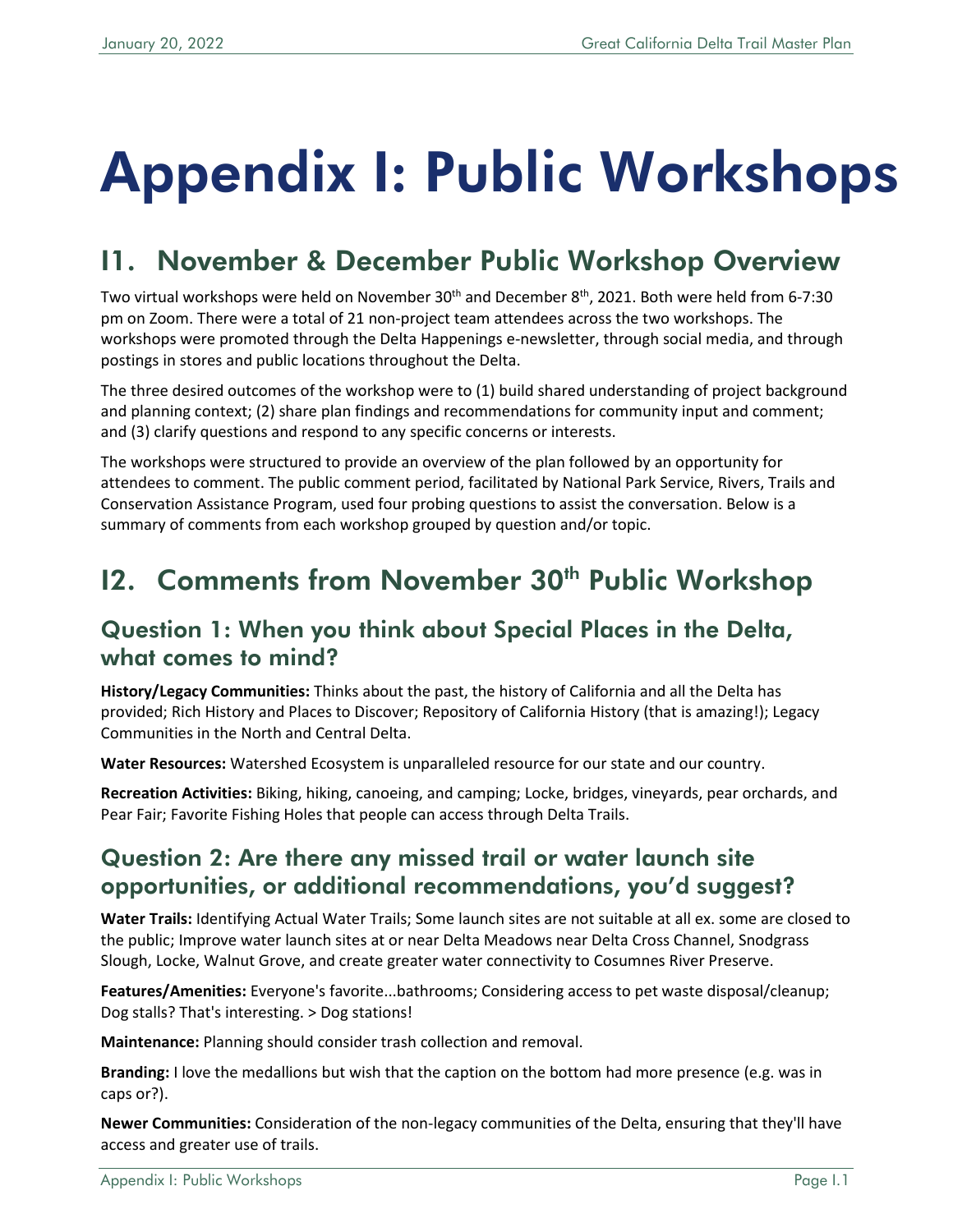# Appendix I: Public Workshops

## I1. November & December Public Workshop Overview

Two virtual workshops were held on November 30th and December 8th, 2021. Both were held from 6-7:30 pm on Zoom. There were a total of 21 non-project team attendees across the two workshops. The workshops were promoted through the Delta Happenings e-newsletter, through social media, and through postings in stores and public locations throughout the Delta.

The three desired outcomes of the workshop were to (1) build shared understanding of project background and planning context; (2) share plan findings and recommendations for community input and comment; and (3) clarify questions and respond to any specific concerns or interests.

The workshops were structured to provide an overview of the plan followed by an opportunity for attendees to comment. The public comment period, facilitated by National Park Service, Rivers, Trails and Conservation Assistance Program, used four probing questions to assist the conversation. Below is a summary of comments from each workshop grouped by question and/or topic.

## I2. Comments from November 30th Public Workshop

### Question 1: When you think about Special Places in the Delta, what comes to mind?

**History/Legacy Communities:** Thinks about the past, the history of California and all the Delta has provided; Rich History and Places to Discover; Repository of California History (that is amazing!); Legacy Communities in the North and Central Delta.

**Water Resources:** Watershed Ecosystem is unparalleled resource for our state and our country.

**Recreation Activities:** Biking, hiking, canoeing, and camping; Locke, bridges, vineyards, pear orchards, and Pear Fair; Favorite Fishing Holes that people can access through Delta Trails.

### Question 2: Are there any missed trail or water launch site opportunities, or additional recommendations, you'd suggest?

**Water Trails:** Identifying Actual Water Trails; Some launch sites are not suitable at all ex. some are closed to the public; Improve water launch sites at or near Delta Meadows near Delta Cross Channel, Snodgrass Slough, Locke, Walnut Grove, and create greater water connectivity to Cosumnes River Preserve.

**Features/Amenities:** Everyone's favorite...bathrooms; Considering access to pet waste disposal/cleanup; Dog stalls? That's interesting. > Dog stations!

**Maintenance:** Planning should consider trash collection and removal.

**Branding:** I love the medallions but wish that the caption on the bottom had more presence (e.g. was in caps or?).

**Newer Communities:** Consideration of the non-legacy communities of the Delta, ensuring that they'll have access and greater use of trails.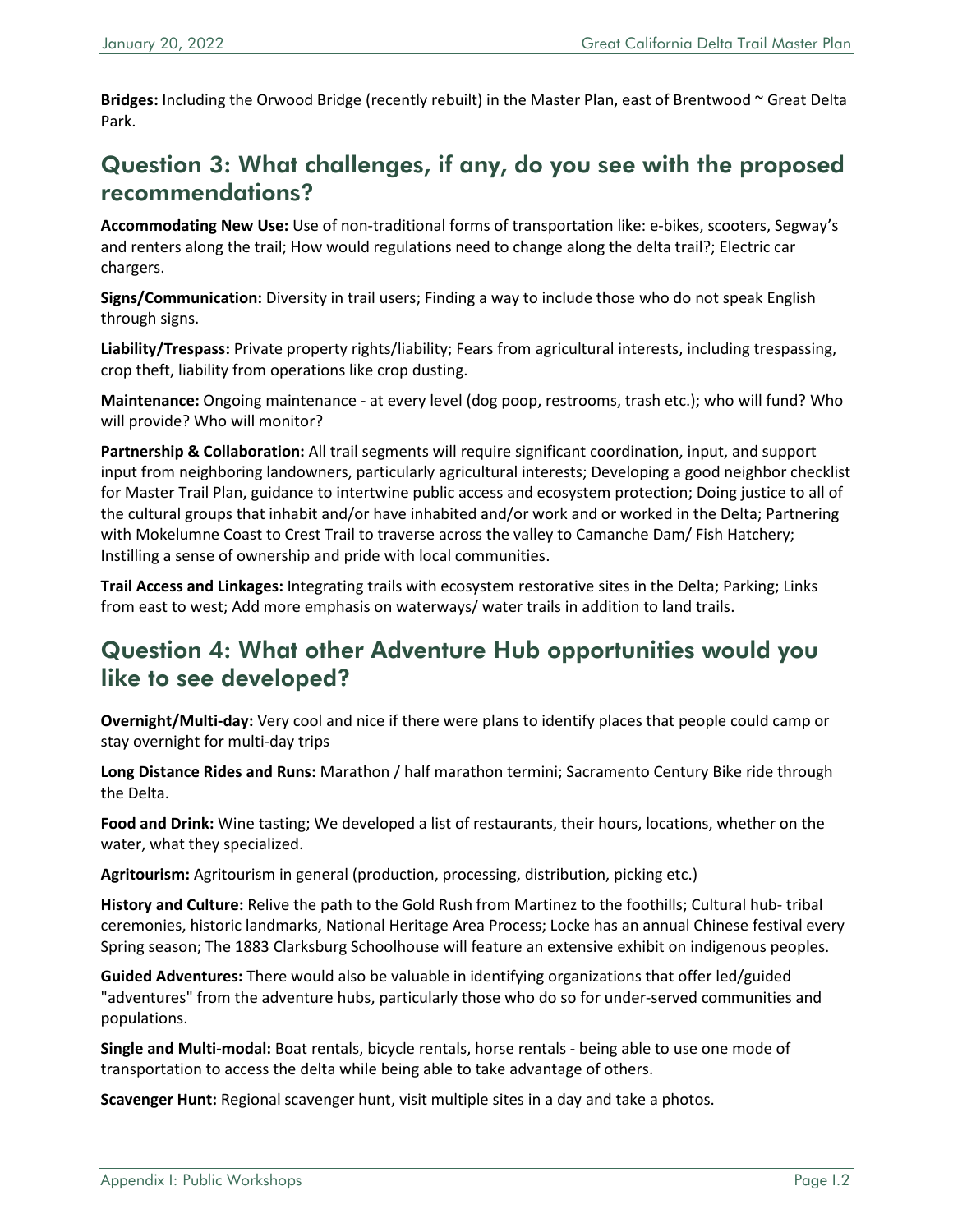**Bridges:** Including the Orwood Bridge (recently rebuilt) in the Master Plan, east of Brentwood ~ Great Delta Park.

## Question 3: What challenges, if any, do you see with the proposed recommendations?

**Accommodating New Use:** Use of non-traditional forms of transportation like: e-bikes, scooters, Segway's and renters along the trail; How would regulations need to change along the delta trail?; Electric car chargers.

**Signs/Communication:** Diversity in trail users; Finding a way to include those who do not speak English through signs.

**Liability/Trespass:** Private property rights/liability; Fears from agricultural interests, including trespassing, crop theft, liability from operations like crop dusting.

**Maintenance:** Ongoing maintenance - at every level (dog poop, restrooms, trash etc.); who will fund? Who will provide? Who will monitor?

**Partnership & Collaboration:** All trail segments will require significant coordination, input, and support input from neighboring landowners, particularly agricultural interests; Developing a good neighbor checklist for Master Trail Plan, guidance to intertwine public access and ecosystem protection; Doing justice to all of the cultural groups that inhabit and/or have inhabited and/or work and or worked in the Delta; Partnering with Mokelumne Coast to Crest Trail to traverse across the valley to Camanche Dam/ Fish Hatchery; Instilling a sense of ownership and pride with local communities.

**Trail Access and Linkages:** Integrating trails with ecosystem restorative sites in the Delta; Parking; Links from east to west; Add more emphasis on waterways/ water trails in addition to land trails.

## Question 4: What other Adventure Hub opportunities would you like to see developed?

**Overnight/Multi-day:** Very cool and nice if there were plans to identify places that people could camp or stay overnight for multi-day trips

**Long Distance Rides and Runs:** Marathon / half marathon termini; Sacramento Century Bike ride through the Delta.

**Food and Drink:** Wine tasting; We developed a list of restaurants, their hours, locations, whether on the water, what they specialized.

**Agritourism:** Agritourism in general (production, processing, distribution, picking etc.)

**History and Culture:** Relive the path to the Gold Rush from Martinez to the foothills; Cultural hub- tribal ceremonies, historic landmarks, National Heritage Area Process; Locke has an annual Chinese festival every Spring season; The 1883 Clarksburg Schoolhouse will feature an extensive exhibit on indigenous peoples.

**Guided Adventures:** There would also be valuable in identifying organizations that offer led/guided "adventures" from the adventure hubs, particularly those who do so for under-served communities and populations.

**Single and Multi-modal:** Boat rentals, bicycle rentals, horse rentals - being able to use one mode of transportation to access the delta while being able to take advantage of others.

**Scavenger Hunt:** Regional scavenger hunt, visit multiple sites in a day and take a photos.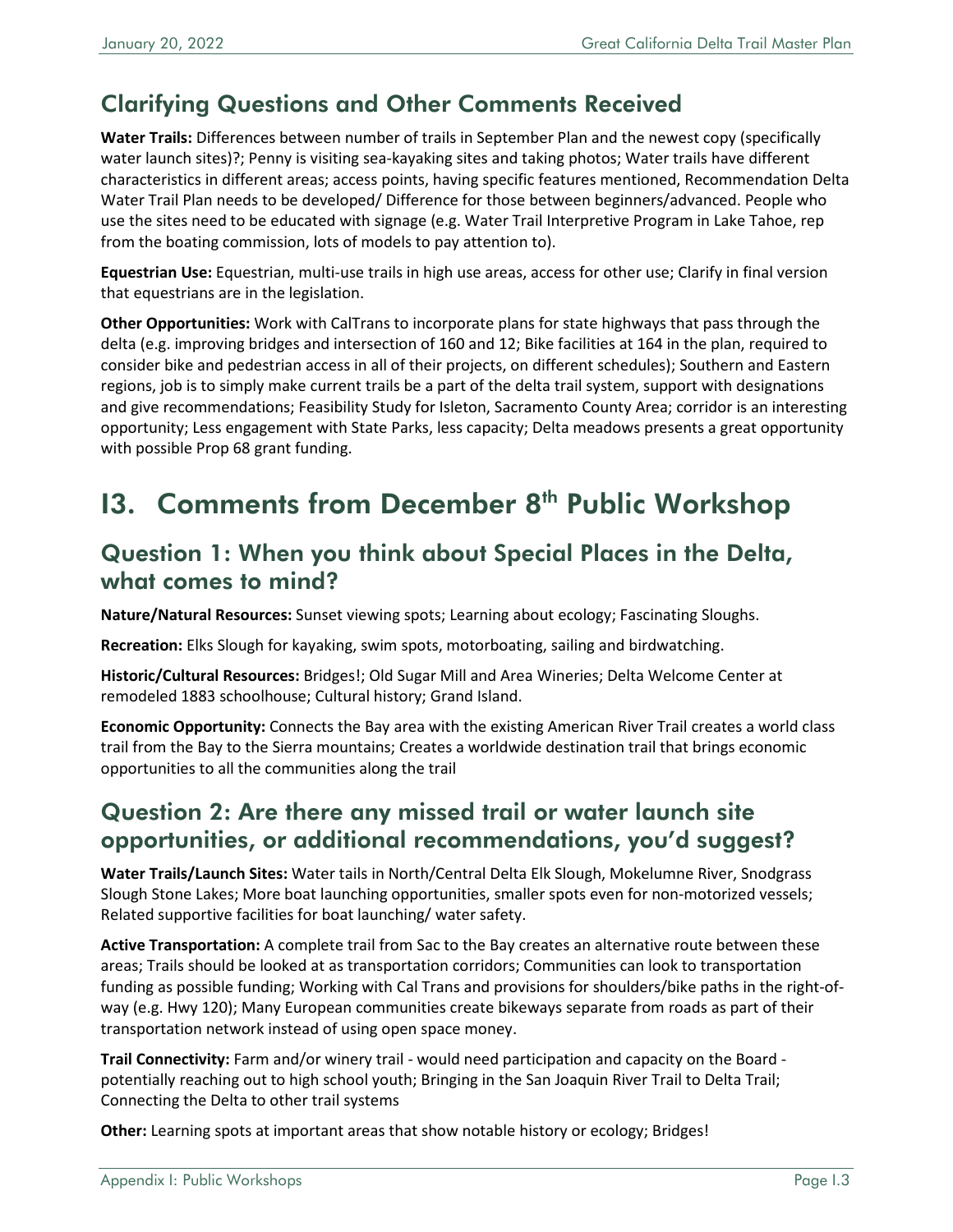## Clarifying Questions and Other Comments Received

**Water Trails:** Differences between number of trails in September Plan and the newest copy (specifically water launch sites)?; Penny is visiting sea-kayaking sites and taking photos; Water trails have different characteristics in different areas; access points, having specific features mentioned, Recommendation Delta Water Trail Plan needs to be developed/ Difference for those between beginners/advanced. People who use the sites need to be educated with signage (e.g. Water Trail Interpretive Program in Lake Tahoe, rep from the boating commission, lots of models to pay attention to).

**Equestrian Use:** Equestrian, multi-use trails in high use areas, access for other use; Clarify in final version that equestrians are in the legislation.

**Other Opportunities:** Work with CalTrans to incorporate plans for state highways that pass through the delta (e.g. improving bridges and intersection of 160 and 12; Bike facilities at 164 in the plan, required to consider bike and pedestrian access in all of their projects, on different schedules); Southern and Eastern regions, job is to simply make current trails be a part of the delta trail system, support with designations and give recommendations; Feasibility Study for Isleton, Sacramento County Area; corridor is an interesting opportunity; Less engagement with State Parks, less capacity; Delta meadows presents a great opportunity with possible Prop 68 grant funding.

# I3. Comments from December 8th Public Workshop

## Question 1: When you think about Special Places in the Delta, what comes to mind?

**Nature/Natural Resources:** Sunset viewing spots; Learning about ecology; Fascinating Sloughs.

**Recreation:** Elks Slough for kayaking, swim spots, motorboating, sailing and birdwatching.

**Historic/Cultural Resources:** Bridges!; Old Sugar Mill and Area Wineries; Delta Welcome Center at remodeled 1883 schoolhouse; Cultural history; Grand Island.

**Economic Opportunity:** Connects the Bay area with the existing American River Trail creates a world class trail from the Bay to the Sierra mountains; Creates a worldwide destination trail that brings economic opportunities to all the communities along the trail

## Question 2: Are there any missed trail or water launch site opportunities, or additional recommendations, you'd suggest?

**Water Trails/Launch Sites:** Water tails in North/Central Delta Elk Slough, Mokelumne River, Snodgrass Slough Stone Lakes; More boat launching opportunities, smaller spots even for non-motorized vessels; Related supportive facilities for boat launching/ water safety.

**Active Transportation:** A complete trail from Sac to the Bay creates an alternative route between these areas; Trails should be looked at as transportation corridors; Communities can look to transportation funding as possible funding; Working with Cal Trans and provisions for shoulders/bike paths in the right-of-way (e.g. Hwy 120); Many European communities create bikeways separate from roads as part of their transportation network instead of using open space money.

**Trail Connectivity:** Farm and/or winery trail - would need participation and capacity on the Board - potentially reaching out to high school youth; Bringing in the San Joaquin River Trail to Delta Trail; Connecting the Delta to other trail systems

**Other:** Learning spots at important areas that show notable history or ecology; Bridges!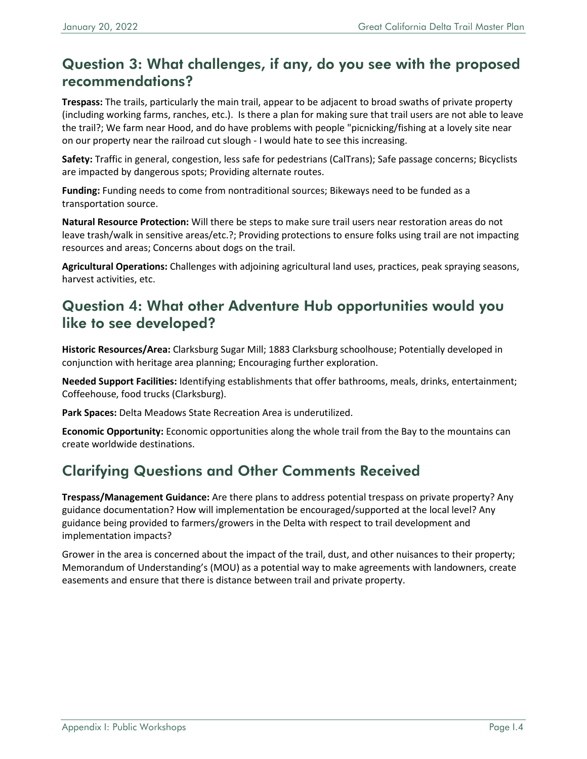## Question 3: What challenges, if any, do you see with the proposed recommendations?

**Trespass:** The trails, particularly the main trail, appear to be adjacent to broad swaths of private property (including working farms, ranches, etc.). Is there a plan for making sure that trail users are not able to leave the trail?; We farm near Hood, and do have problems with people "picnicking/fishing at a lovely site near on our property near the railroad cut slough - I would hate to see this increasing.

**Safety:** Traffic in general, congestion, less safe for pedestrians (CalTrans); Safe passage concerns; Bicyclists are impacted by dangerous spots; Providing alternate routes.

**Funding:** Funding needs to come from nontraditional sources; Bikeways need to be funded as a transportation source.

**Natural Resource Protection:** Will there be steps to make sure trail users near restoration areas do not leave trash/walk in sensitive areas/etc.?; Providing protections to ensure folks using trail are not impacting resources and areas; Concerns about dogs on the trail.

**Agricultural Operations:** Challenges with adjoining agricultural land uses, practices, peak spraying seasons, harvest activities, etc.

## Question 4: What other Adventure Hub opportunities would you like to see developed?

**Historic Resources/Area:** Clarksburg Sugar Mill; 1883 Clarksburg schoolhouse; Potentially developed in conjunction with heritage area planning; Encouraging further exploration.

**Needed Support Facilities:** Identifying establishments that offer bathrooms, meals, drinks, entertainment; Coffeehouse, food trucks (Clarksburg).

**Park Spaces:** Delta Meadows State Recreation Area is underutilized.

**Economic Opportunity:** Economic opportunities along the whole trail from the Bay to the mountains can create worldwide destinations.

## Clarifying Questions and Other Comments Received

**Trespass/Management Guidance:** Are there plans to address potential trespass on private property? Any guidance documentation? How will implementation be encouraged/supported at the local level? Any guidance being provided to farmers/growers in the Delta with respect to trail development and implementation impacts?

Grower in the area is concerned about the impact of the trail, dust, and other nuisances to their property; Memorandum of Understanding's (MOU) as a potential way to make agreements with landowners, create easements and ensure that there is distance between trail and private property.